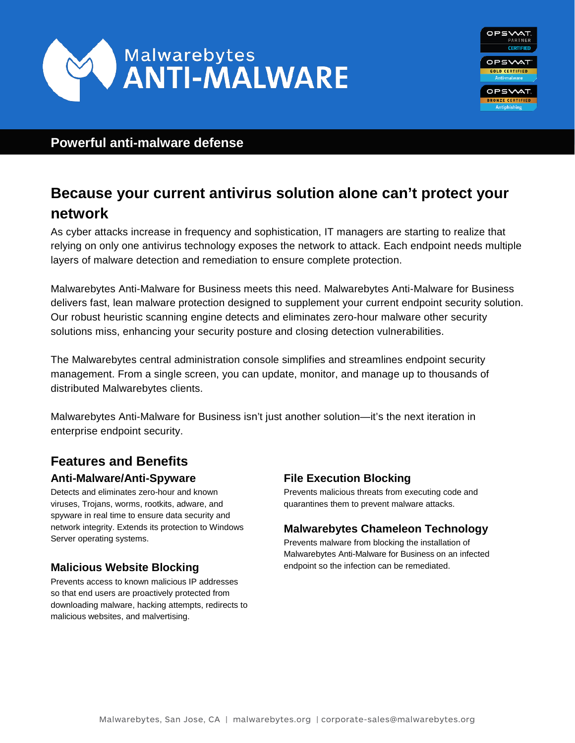# Malwarebytes ANTI-MALWARE

OPSWAT PARTNER CERTIFIED

OPSWAT GOLD CERTIFIED Anti-malware

OPSWAT BRONZE CERTIFIED Antiphishing

**Powerful anti-malware defense**

## Because your current antivirus solution alone can't protect your network

As cyber attacks increase in frequency and sophistication, IT managers are starting to realize that relying on only one antivirus technology exposes the network to attack. Each endpoint needs multiple layers of malware detection and remediation to ensure complete protection.

Malwarebytes Anti-Malware for Business meets this need. Malwarebytes Anti-Malware for Business delivers fast, lean malware protection designed to supplement your current endpoint security solution. Our robust heuristic scanning engine detects and eliminates zero-hour malware other security solutions miss, enhancing your security posture and closing detection vulnerabilities.

The Malwarebytes central administration console simplifies and streamlines endpoint security management. From a single screen, you can update, monitor, and manage up to thousands of distributed Malwarebytes clients.

Malwarebytes Anti-Malware for Business isn't just another solution—it's the next iteration in enterprise endpoint security.

## Features and Benefits

### Anti-Malware/Anti-Spyware

Detects and eliminates zero-hour and known viruses, Trojans, worms, rootkits, adware, and spyware in real time to ensure data security and network integrity. Extends its protection to Windows Server operating systems.

### Malicious Website Blocking

Prevents access to known malicious IP addresses so that end users are proactively protected from downloading malware, hacking attempts, redirects to malicious websites, and malvertising.

### File Execution Blocking

Prevents malicious threats from executing code and quarantines them to prevent malware attacks.

### Malwarebytes Chameleon Technology

Prevents malware from blocking the installation of Malwarebytes Anti-Malware for Business on an infected endpoint so the infection can be remediated.

Malwarebytes, San Jose, CA | malwarebytes.org | corporate-sales@malwarebytes.org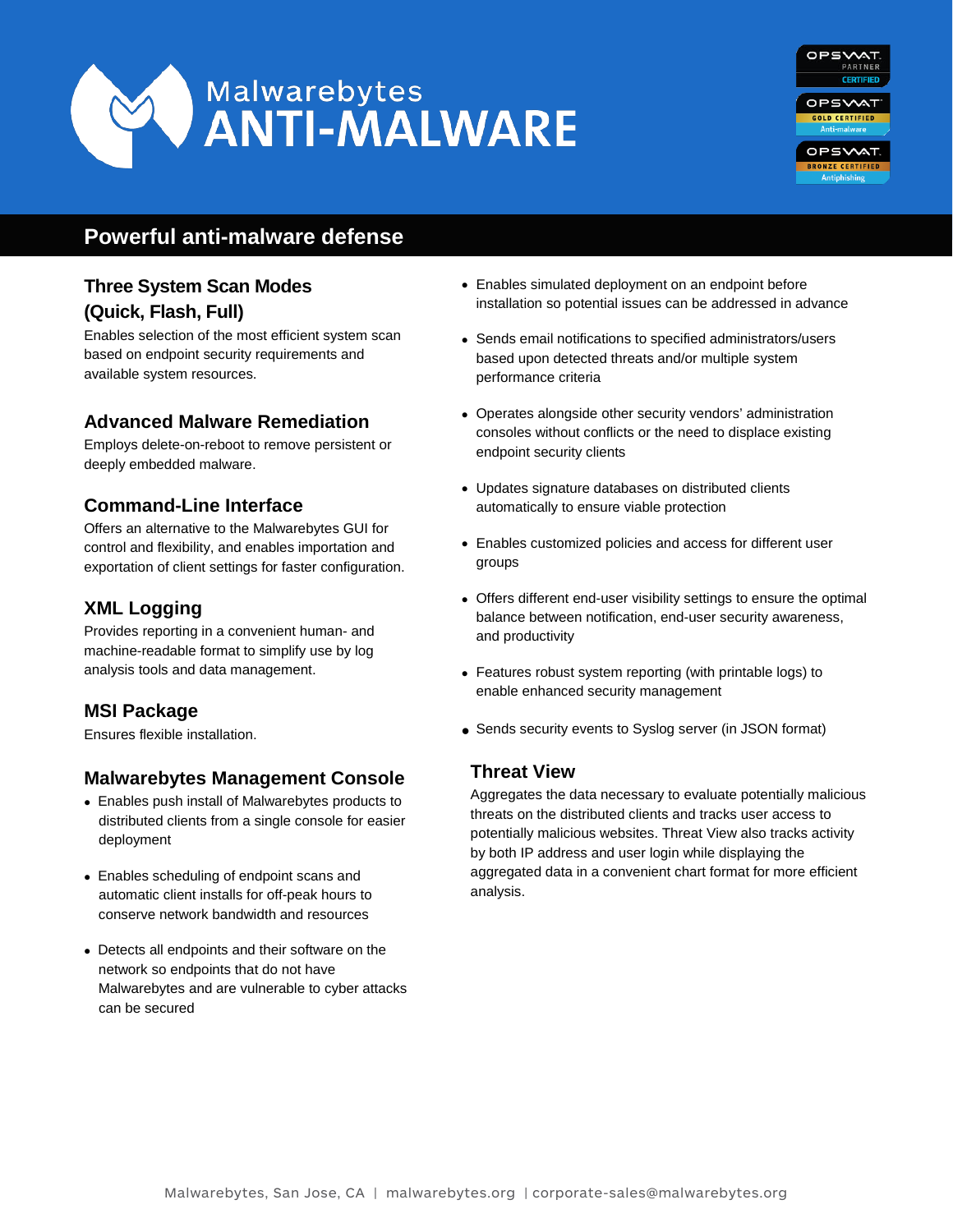# Malwarebytes ANTI-MALWARE

OPSWAT PARTNER CERTIFIED

OPSWAT GOLD CERTIFIED Anti-malware

OPSWAT BRONZE CERTIFIED Antiphishing

## Powerful anti-malware defense

### Three System Scan Modes (Quick, Flash, Full)

Enables selection of the most efficient system scan based on endpoint security requirements and available system resources.

### Advanced Malware Remediation

Employs delete-on-reboot to remove persistent or deeply embedded malware.

### Command-Line Interface

Offers an alternative to the Malwarebytes GUI for control and flexibility, and enables importation and exportation of client settings for faster configuration.

### XML Logging

Provides reporting in a convenient human- and machine-readable format to simplify use by log analysis tools and data management.

### MSI Package

Ensures flexible installation.

### Malwarebytes Management Console

- Enables push install of Malwarebytes products to distributed clients from a single console for easier deployment
- Enables scheduling of endpoint scans and automatic client installs for off-peak hours to conserve network bandwidth and resources
- Detects all endpoints and their software on the network so endpoints that do not have Malwarebytes and are vulnerable to cyber attacks can be secured
- Enables simulated deployment on an endpoint before installation so potential issues can be addressed in advance
- Sends email notifications to specified administrators/users based upon detected threats and/or multiple system performance criteria
- Operates alongside other security vendors' administration consoles without conflicts or the need to displace existing endpoint security clients
- Updates signature databases on distributed clients automatically to ensure viable protection
- Enables customized policies and access for different user groups
- Offers different end-user visibility settings to ensure the optimal balance between notification, end-user security awareness, and productivity
- Features robust system reporting (with printable logs) to enable enhanced security management
- Sends security events to Syslog server (in JSON format)

### Threat View

Aggregates the data necessary to evaluate potentially malicious threats on the distributed clients and tracks user access to potentially malicious websites. Threat View also tracks activity by both IP address and user login while displaying the aggregated data in a convenient chart format for more efficient analysis.

Malwarebytes, San Jose, CA | malwarebytes.org | corporate-sales@malwarebytes.org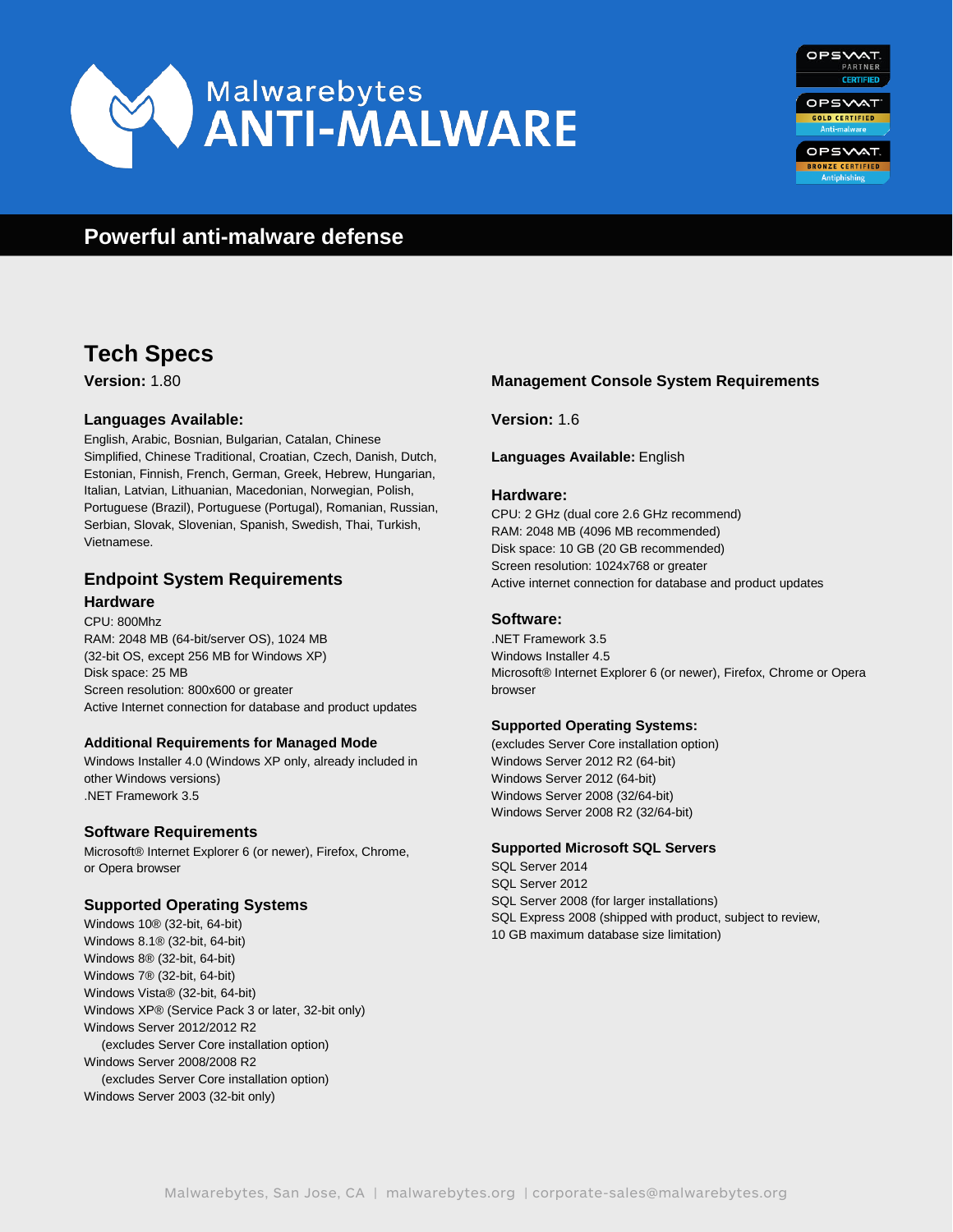# Malwarebytes ANTI-MALWARE

OPSWAT PARTNER CERTIFIED

OPSWAT GOLD CERTIFIED Anti-malware

OPSWAT BRONZE CERTIFIED Antiphishing

## Powerful anti-malware defense

## Tech Specs

**Version:** 1.80

### Languages Available:

English, Arabic, Bosnian, Bulgarian, Catalan, Chinese Simplified, Chinese Traditional, Croatian, Czech, Danish, Dutch, Estonian, Finnish, French, German, Greek, Hebrew, Hungarian, Italian, Latvian, Lithuanian, Macedonian, Norwegian, Polish, Portuguese (Brazil), Portuguese (Portugal), Romanian, Russian, Serbian, Slovak, Slovenian, Spanish, Swedish, Thai, Turkish, Vietnamese.

### Endpoint System Requirements

#### Hardware

CPU: 800Mhz
RAM: 2048 MB (64-bit/server OS), 1024 MB (32-bit OS, except 256 MB for Windows XP)
Disk space: 25 MB
Screen resolution: 800x600 or greater
Active Internet connection for database and product updates

#### Additional Requirements for Managed Mode

Windows Installer 4.0 (Windows XP only, already included in other Windows versions)
.NET Framework 3.5

#### Software Requirements

Microsoft® Internet Explorer 6 (or newer), Firefox, Chrome, or Opera browser

#### Supported Operating Systems

Windows 10® (32-bit, 64-bit)
Windows 8.1® (32-bit, 64-bit)
Windows 8® (32-bit, 64-bit)
Windows 7® (32-bit, 64-bit)
Windows Vista® (32-bit, 64-bit)
Windows XP® (Service Pack 3 or later, 32-bit only)
Windows Server 2012/2012 R2
(excludes Server Core installation option)
Windows Server 2008/2008 R2
(excludes Server Core installation option)
Windows Server 2003 (32-bit only)

### Management Console System Requirements

**Version:** 1.6

**Languages Available:** English

#### Hardware:

CPU: 2 GHz (dual core 2.6 GHz recommend)
RAM: 2048 MB (4096 MB recommended)
Disk space: 10 GB (20 GB recommended)
Screen resolution: 1024x768 or greater
Active internet connection for database and product updates

#### Software:

.NET Framework 3.5
Windows Installer 4.5
Microsoft® Internet Explorer 6 (or newer), Firefox, Chrome or Opera browser

#### Supported Operating Systems:

(excludes Server Core installation option)
Windows Server 2012 R2 (64-bit)
Windows Server 2012 (64-bit)
Windows Server 2008 (32/64-bit)
Windows Server 2008 R2 (32/64-bit)

#### Supported Microsoft SQL Servers

SQL Server 2014
SQL Server 2012
SQL Server 2008 (for larger installations)
SQL Express 2008 (shipped with product, subject to review, 10 GB maximum database size limitation)

Malwarebytes, San Jose, CA | malwarebytes.org | corporate-sales@malwarebytes.org